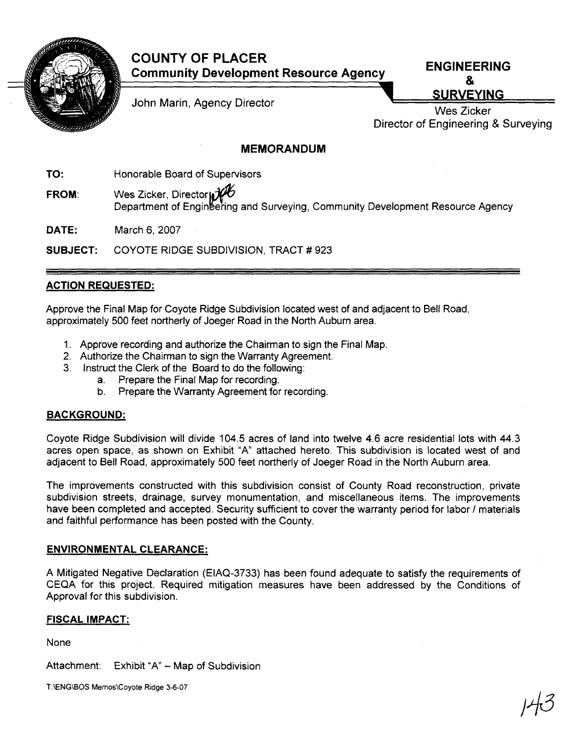# COUNTY OF PLACER

**Community Development Resource Agency**

John Marin, Agency Director

**ENGINEERING & SURVEYING**

Wes Zicker
Director of Engineering & Surveying

## MEMORANDUM

**TO:** Honorable Board of Supervisors

**FROM:** Wes Zicker, Director
Department of Engineering and Surveying, Community Development Resource Agency

**DATE:** March 6, 2007

**SUBJECT:** COYOTE RIDGE SUBDIVISION, TRACT # 923

### ACTION REQUESTED:

Approve the Final Map for Coyote Ridge Subdivision located west of and adjacent to Bell Road, approximately 500 feet northerly of Joeger Road in the North Auburn area.

1. Approve recording and authorize the Chairman to sign the Final Map.
2. Authorize the Chairman to sign the Warranty Agreement.
3. Instruct the Clerk of the Board to do the following:
   a. Prepare the Final Map for recording.
   b. Prepare the Warranty Agreement for recording.

### BACKGROUND:

Coyote Ridge Subdivision will divide 104.5 acres of land into twelve 4.6 acre residential lots with 44.3 acres open space, as shown on Exhibit "A" attached hereto. This subdivision is located west of and adjacent to Bell Road, approximately 500 feet northerly of Joeger Road in the North Auburn area.

The improvements constructed with this subdivision consist of County Road reconstruction, private subdivision streets, drainage, survey monumentation, and miscellaneous items. The improvements have been completed and accepted. Security sufficient to cover the warranty period for labor / materials and faithful performance has been posted with the County.

### ENVIRONMENTAL CLEARANCE:

A Mitigated Negative Declaration (EIAQ-3733) has been found adequate to satisfy the requirements of CEQA for this project. Required mitigation measures have been addressed by the Conditions of Approval for this subdivision.

### FISCAL IMPACT:

None

Attachment: Exhibit "A" – Map of Subdivision

T:\ENG\BOS Memos\Coyote Ridge 3-6-07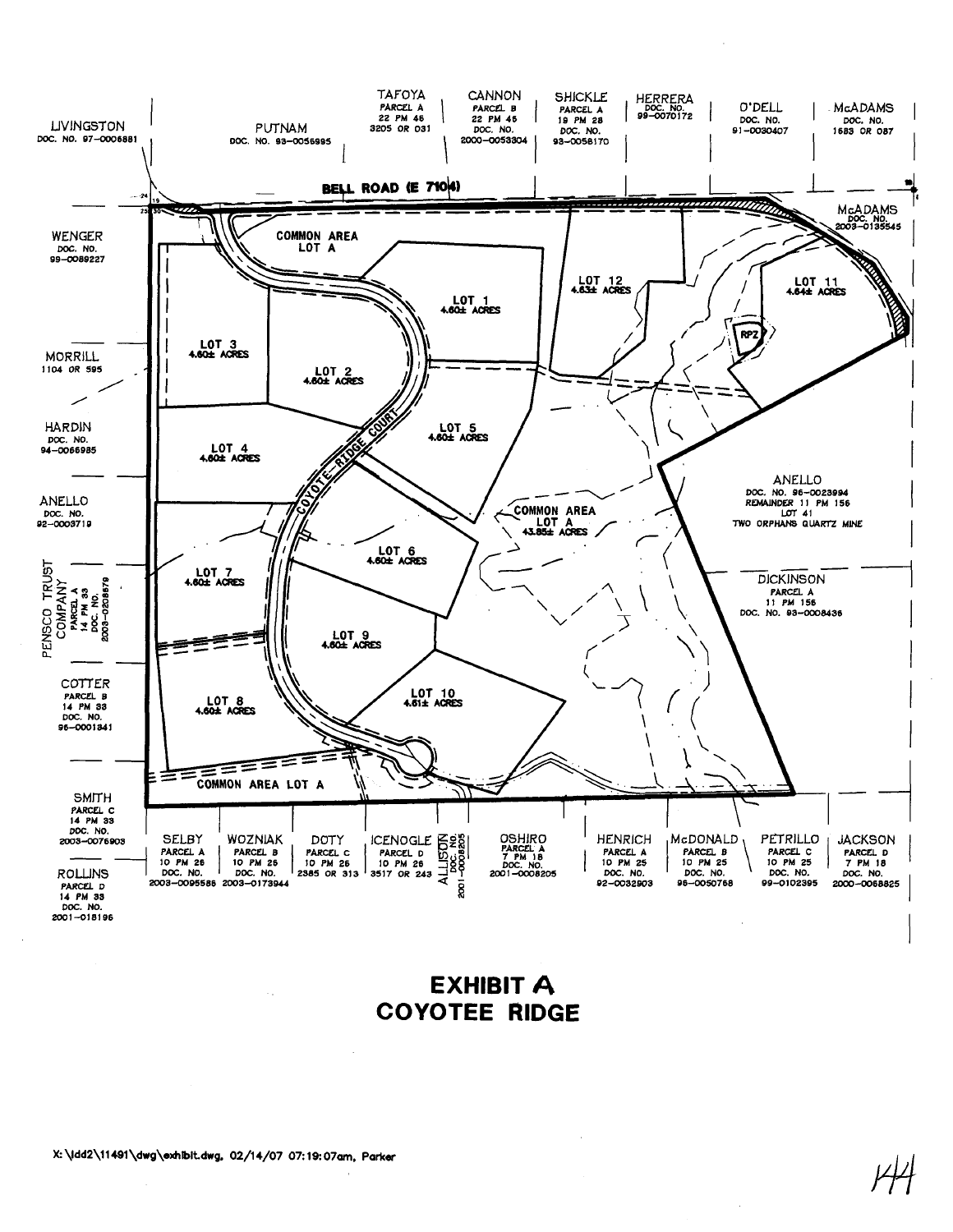TAFOYA
PARCEL A
22 PM 46
3205 OR 031

CANNON
PARCEL B
22 PM 45
DOC. NO.
2000-0053304

SHICKLE
PARCEL A
19 PM 28
DOC. NO.
93-0058170

HERRERA
DOC. NO.
99-0070172

O'DELL
DOC. NO.
91-0030407

McADAMS
DOC. NO.
1683 OR 087

LIVINGSTON
DOC. NO. 97-0006881

PUTNAM
DOC. NO. 93-0056995

BELL ROAD (E 7104)

McADAMS
DOC. NO.
2003-0135545

WENGER
DOC. NO.
99-0089227

COMMON AREA
LOT A

LOT 1
4.60± ACRES

LOT 12
4.63± ACRES

LOT 11
4.64± ACRES

RPZ

MORRILL
1104 OR 595

LOT 3
4.60± ACRES

LOT 2
4.60± ACRES

HARDIN
DOC. NO.
94-0066985

LOT 4
4.60± ACRES

COYOTE RIDGE COURT

LOT 5
4.60± ACRES

ANELLO
DOC. NO. 96-0023994
REMAINDER 11 PM 156
LOT 41
TWO ORPHANS QUARTZ MINE

ANELLO
DOC. NO.
92-0003719

COMMON AREA
LOT A
43.85± ACRES

LOT 6
4.60± ACRES

PENSCO TRUST COMPANY
PARCEL A
14 PM 33
DOC. NO.
2003-0208679

LOT 7
4.60± ACRES

DICKINSON
PARCEL A
11 PM 156
DOC. NO. 93-0008436

LOT 9
4.60± ACRES

COTTER
PARCEL B
14 PM 33
DOC. NO.
96-0001341

LOT 8
4.60± ACRES

LOT 10
4.61± ACRES

COMMON AREA LOT A

SMITH
PARCEL C
14 PM 33
DOC. NO.
2003-0076903

ROLLINS
PARCEL D
14 PM 33
DOC. NO.
2001-018196

SELBY
PARCEL A
10 PM 26
DOC. NO.
2003-0095585

WOZNIAK
PARCEL B
10 PM 26
DOC. NO.
2003-0173944

DOTY
PARCEL C
10 PM 26
2385 OR 313

ICENOGLE
PARCEL D
10 PM 26
3517 OR 243

ALLISON
DOC. NO.
2001-008205

OSHIRO
PARCEL A
7 PM 18
DOC. NO.
2001-0008205

HENRICH
PARCEL A
10 PM 25
DOC. NO.
92-0032903

McDONALD
PARCEL B
10 PM 25
DOC. NO.
96-0050758

PETRILLO
PARCEL C
10 PM 25
DOC. NO.
99-0102395

JACKSON
PARCEL D
7 PM 18
DOC. NO.
2000-0068825

# EXHIBIT A
# COYOTEE RIDGE

X:\dd2\11491\dwg\exhibit.dwg, 02/14/07 07:19:07am, Parker